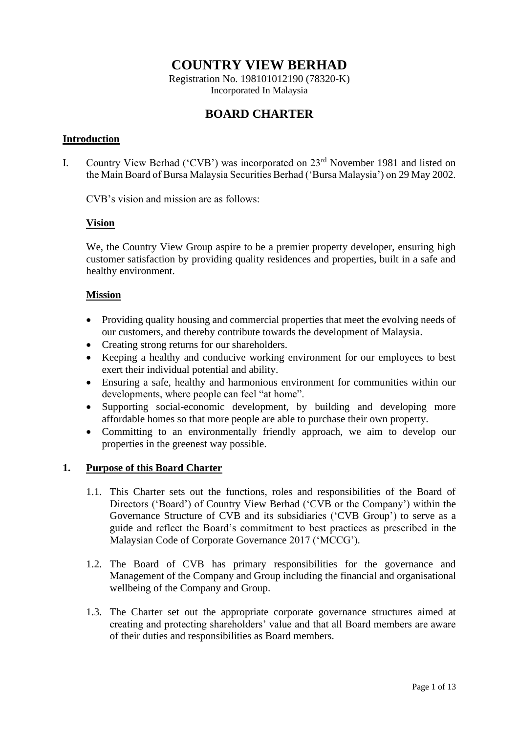# COUNTRY VIEW BERHAD

Registration No. 198101012190 (78320-K)
Incorporated In Malaysia

## BOARD CHARTER

### Introduction

I. Country View Berhad ('CVB') was incorporated on 23rd November 1981 and listed on the Main Board of Bursa Malaysia Securities Berhad ('Bursa Malaysia') on 29 May 2002.

CVB's vision and mission are as follows:

**Vision**

We, the Country View Group aspire to be a premier property developer, ensuring high customer satisfaction by providing quality residences and properties, built in a safe and healthy environment.

**Mission**

- Providing quality housing and commercial properties that meet the evolving needs of our customers, and thereby contribute towards the development of Malaysia.
- Creating strong returns for our shareholders.
- Keeping a healthy and conducive working environment for our employees to best exert their individual potential and ability.
- Ensuring a safe, healthy and harmonious environment for communities within our developments, where people can feel "at home".
- Supporting social-economic development, by building and developing more affordable homes so that more people are able to purchase their own property.
- Committing to an environmentally friendly approach, we aim to develop our properties in the greenest way possible.

### 1. Purpose of this Board Charter

1.1. This Charter sets out the functions, roles and responsibilities of the Board of Directors ('Board') of Country View Berhad ('CVB or the Company') within the Governance Structure of CVB and its subsidiaries ('CVB Group') to serve as a guide and reflect the Board's commitment to best practices as prescribed in the Malaysian Code of Corporate Governance 2017 ('MCCG').

1.2. The Board of CVB has primary responsibilities for the governance and Management of the Company and Group including the financial and organisational wellbeing of the Company and Group.

1.3. The Charter set out the appropriate corporate governance structures aimed at creating and protecting shareholders' value and that all Board members are aware of their duties and responsibilities as Board members.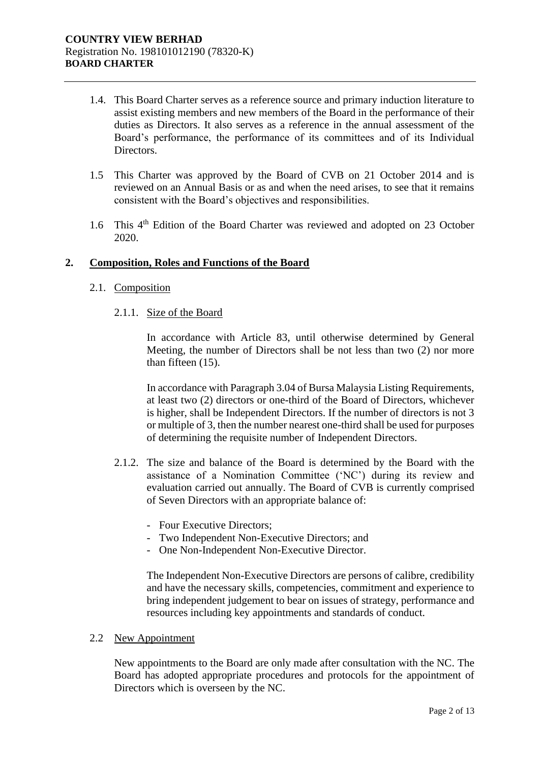1.4. This Board Charter serves as a reference source and primary induction literature to assist existing members and new members of the Board in the performance of their duties as Directors. It also serves as a reference in the annual assessment of the Board's performance, the performance of its committees and of its Individual Directors.

1.5 This Charter was approved by the Board of CVB on 21 October 2014 and is reviewed on an Annual Basis or as and when the need arises, to see that it remains consistent with the Board's objectives and responsibilities.

1.6 This 4th Edition of the Board Charter was reviewed and adopted on 23 October 2020.

## 2. Composition, Roles and Functions of the Board

### 2.1. Composition

#### 2.1.1. Size of the Board

In accordance with Article 83, until otherwise determined by General Meeting, the number of Directors shall be not less than two (2) nor more than fifteen (15).

In accordance with Paragraph 3.04 of Bursa Malaysia Listing Requirements, at least two (2) directors or one-third of the Board of Directors, whichever is higher, shall be Independent Directors. If the number of directors is not 3 or multiple of 3, then the number nearest one-third shall be used for purposes of determining the requisite number of Independent Directors.

2.1.2. The size and balance of the Board is determined by the Board with the assistance of a Nomination Committee ('NC') during its review and evaluation carried out annually. The Board of CVB is currently comprised of Seven Directors with an appropriate balance of:

- Four Executive Directors;
- Two Independent Non-Executive Directors; and
- One Non-Independent Non-Executive Director.

The Independent Non-Executive Directors are persons of calibre, credibility and have the necessary skills, competencies, commitment and experience to bring independent judgement to bear on issues of strategy, performance and resources including key appointments and standards of conduct.

### 2.2 New Appointment

New appointments to the Board are only made after consultation with the NC. The Board has adopted appropriate procedures and protocols for the appointment of Directors which is overseen by the NC.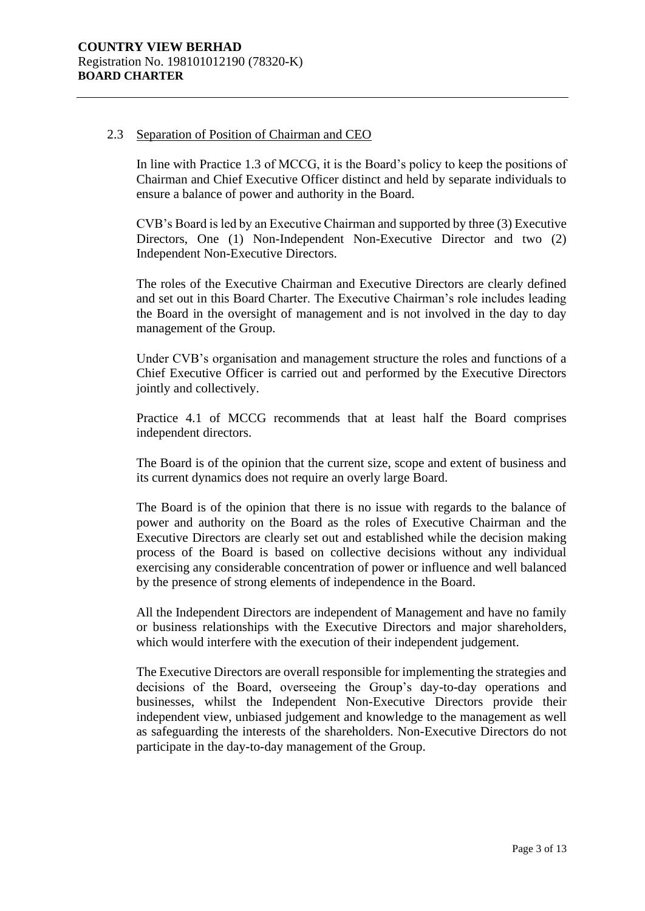### 2.3 Separation of Position of Chairman and CEO

In line with Practice 1.3 of MCCG, it is the Board's policy to keep the positions of Chairman and Chief Executive Officer distinct and held by separate individuals to ensure a balance of power and authority in the Board.

CVB's Board is led by an Executive Chairman and supported by three (3) Executive Directors, One (1) Non-Independent Non-Executive Director and two (2) Independent Non-Executive Directors.

The roles of the Executive Chairman and Executive Directors are clearly defined and set out in this Board Charter. The Executive Chairman's role includes leading the Board in the oversight of management and is not involved in the day to day management of the Group.

Under CVB's organisation and management structure the roles and functions of a Chief Executive Officer is carried out and performed by the Executive Directors jointly and collectively.

Practice 4.1 of MCCG recommends that at least half the Board comprises independent directors.

The Board is of the opinion that the current size, scope and extent of business and its current dynamics does not require an overly large Board.

The Board is of the opinion that there is no issue with regards to the balance of power and authority on the Board as the roles of Executive Chairman and the Executive Directors are clearly set out and established while the decision making process of the Board is based on collective decisions without any individual exercising any considerable concentration of power or influence and well balanced by the presence of strong elements of independence in the Board.

All the Independent Directors are independent of Management and have no family or business relationships with the Executive Directors and major shareholders, which would interfere with the execution of their independent judgement.

The Executive Directors are overall responsible for implementing the strategies and decisions of the Board, overseeing the Group's day-to-day operations and businesses, whilst the Independent Non-Executive Directors provide their independent view, unbiased judgement and knowledge to the management as well as safeguarding the interests of the shareholders. Non-Executive Directors do not participate in the day-to-day management of the Group.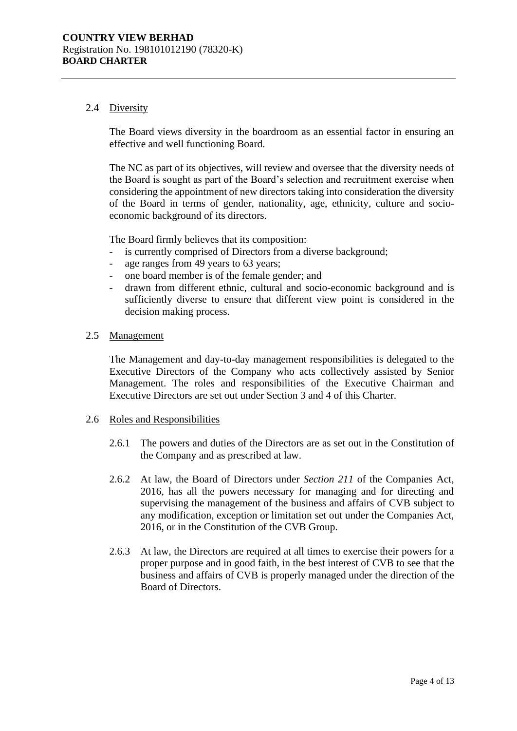### 2.4 Diversity

The Board views diversity in the boardroom as an essential factor in ensuring an effective and well functioning Board.

The NC as part of its objectives, will review and oversee that the diversity needs of the Board is sought as part of the Board's selection and recruitment exercise when considering the appointment of new directors taking into consideration the diversity of the Board in terms of gender, nationality, age, ethnicity, culture and socio-economic background of its directors.

The Board firmly believes that its composition:

- is currently comprised of Directors from a diverse background;
- age ranges from 49 years to 63 years;
- one board member is of the female gender; and
- drawn from different ethnic, cultural and socio-economic background and is sufficiently diverse to ensure that different view point is considered in the decision making process.

### 2.5 Management

The Management and day-to-day management responsibilities is delegated to the Executive Directors of the Company who acts collectively assisted by Senior Management. The roles and responsibilities of the Executive Chairman and Executive Directors are set out under Section 3 and 4 of this Charter.

### 2.6 Roles and Responsibilities

2.6.1 The powers and duties of the Directors are as set out in the Constitution of the Company and as prescribed at law.

2.6.2 At law, the Board of Directors under *Section 211* of the Companies Act, 2016, has all the powers necessary for managing and for directing and supervising the management of the business and affairs of CVB subject to any modification, exception or limitation set out under the Companies Act, 2016, or in the Constitution of the CVB Group.

2.6.3 At law, the Directors are required at all times to exercise their powers for a proper purpose and in good faith, in the best interest of CVB to see that the business and affairs of CVB is properly managed under the direction of the Board of Directors.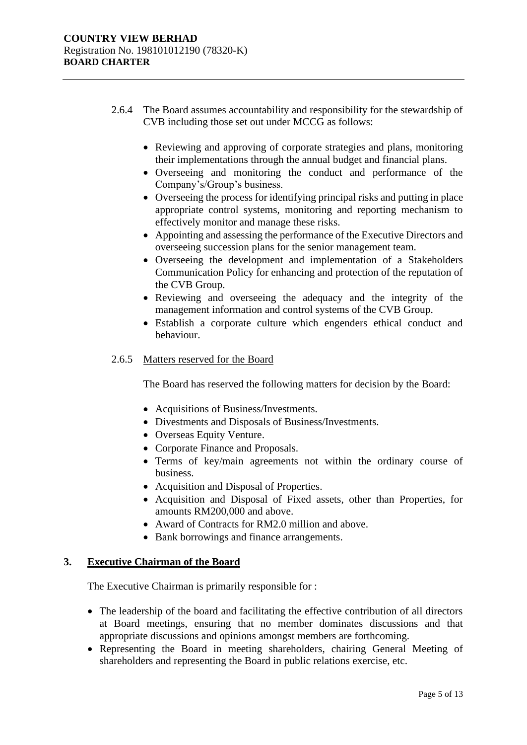2.6.4 The Board assumes accountability and responsibility for the stewardship of CVB including those set out under MCCG as follows:

- Reviewing and approving of corporate strategies and plans, monitoring their implementations through the annual budget and financial plans.
- Overseeing and monitoring the conduct and performance of the Company's/Group's business.
- Overseeing the process for identifying principal risks and putting in place appropriate control systems, monitoring and reporting mechanism to effectively monitor and manage these risks.
- Appointing and assessing the performance of the Executive Directors and overseeing succession plans for the senior management team.
- Overseeing the development and implementation of a Stakeholders Communication Policy for enhancing and protection of the reputation of the CVB Group.
- Reviewing and overseeing the adequacy and the integrity of the management information and control systems of the CVB Group.
- Establish a corporate culture which engenders ethical conduct and behaviour.

2.6.5 Matters reserved for the Board

The Board has reserved the following matters for decision by the Board:

- Acquisitions of Business/Investments.
- Divestments and Disposals of Business/Investments.
- Overseas Equity Venture.
- Corporate Finance and Proposals.
- Terms of key/main agreements not within the ordinary course of business.
- Acquisition and Disposal of Properties.
- Acquisition and Disposal of Fixed assets, other than Properties, for amounts RM200,000 and above.
- Award of Contracts for RM2.0 million and above.
- Bank borrowings and finance arrangements.

## 3. Executive Chairman of the Board

The Executive Chairman is primarily responsible for :

- The leadership of the board and facilitating the effective contribution of all directors at Board meetings, ensuring that no member dominates discussions and that appropriate discussions and opinions amongst members are forthcoming.
- Representing the Board in meeting shareholders, chairing General Meeting of shareholders and representing the Board in public relations exercise, etc.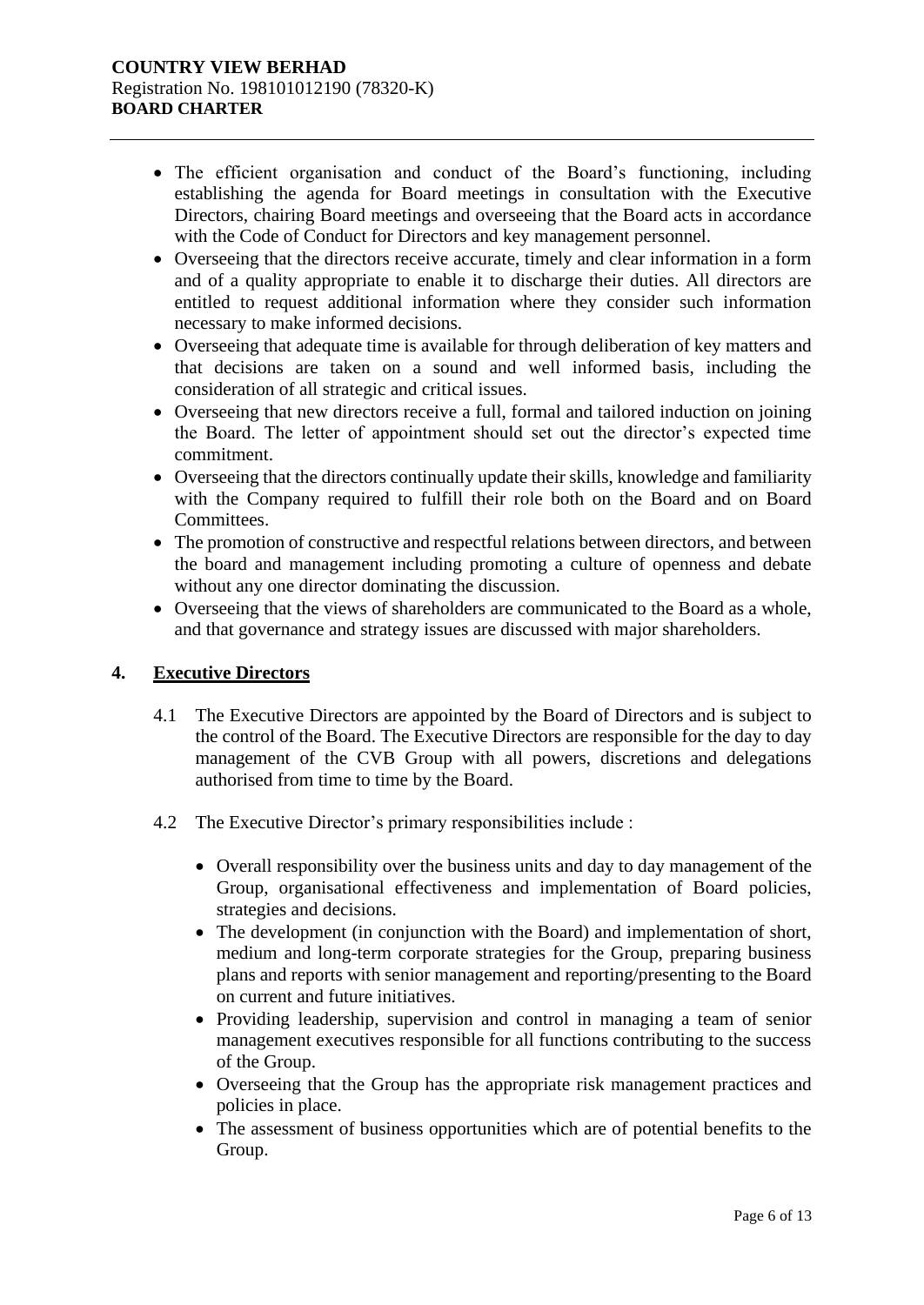- The efficient organisation and conduct of the Board's functioning, including establishing the agenda for Board meetings in consultation with the Executive Directors, chairing Board meetings and overseeing that the Board acts in accordance with the Code of Conduct for Directors and key management personnel.
- Overseeing that the directors receive accurate, timely and clear information in a form and of a quality appropriate to enable it to discharge their duties. All directors are entitled to request additional information where they consider such information necessary to make informed decisions.
- Overseeing that adequate time is available for through deliberation of key matters and that decisions are taken on a sound and well informed basis, including the consideration of all strategic and critical issues.
- Overseeing that new directors receive a full, formal and tailored induction on joining the Board. The letter of appointment should set out the director's expected time commitment.
- Overseeing that the directors continually update their skills, knowledge and familiarity with the Company required to fulfill their role both on the Board and on Board Committees.
- The promotion of constructive and respectful relations between directors, and between the board and management including promoting a culture of openness and debate without any one director dominating the discussion.
- Overseeing that the views of shareholders are communicated to the Board as a whole, and that governance and strategy issues are discussed with major shareholders.

## 4. Executive Directors

4.1 The Executive Directors are appointed by the Board of Directors and is subject to the control of the Board. The Executive Directors are responsible for the day to day management of the CVB Group with all powers, discretions and delegations authorised from time to time by the Board.

4.2 The Executive Director's primary responsibilities include :

- Overall responsibility over the business units and day to day management of the Group, organisational effectiveness and implementation of Board policies, strategies and decisions.
- The development (in conjunction with the Board) and implementation of short, medium and long-term corporate strategies for the Group, preparing business plans and reports with senior management and reporting/presenting to the Board on current and future initiatives.
- Providing leadership, supervision and control in managing a team of senior management executives responsible for all functions contributing to the success of the Group.
- Overseeing that the Group has the appropriate risk management practices and policies in place.
- The assessment of business opportunities which are of potential benefits to the Group.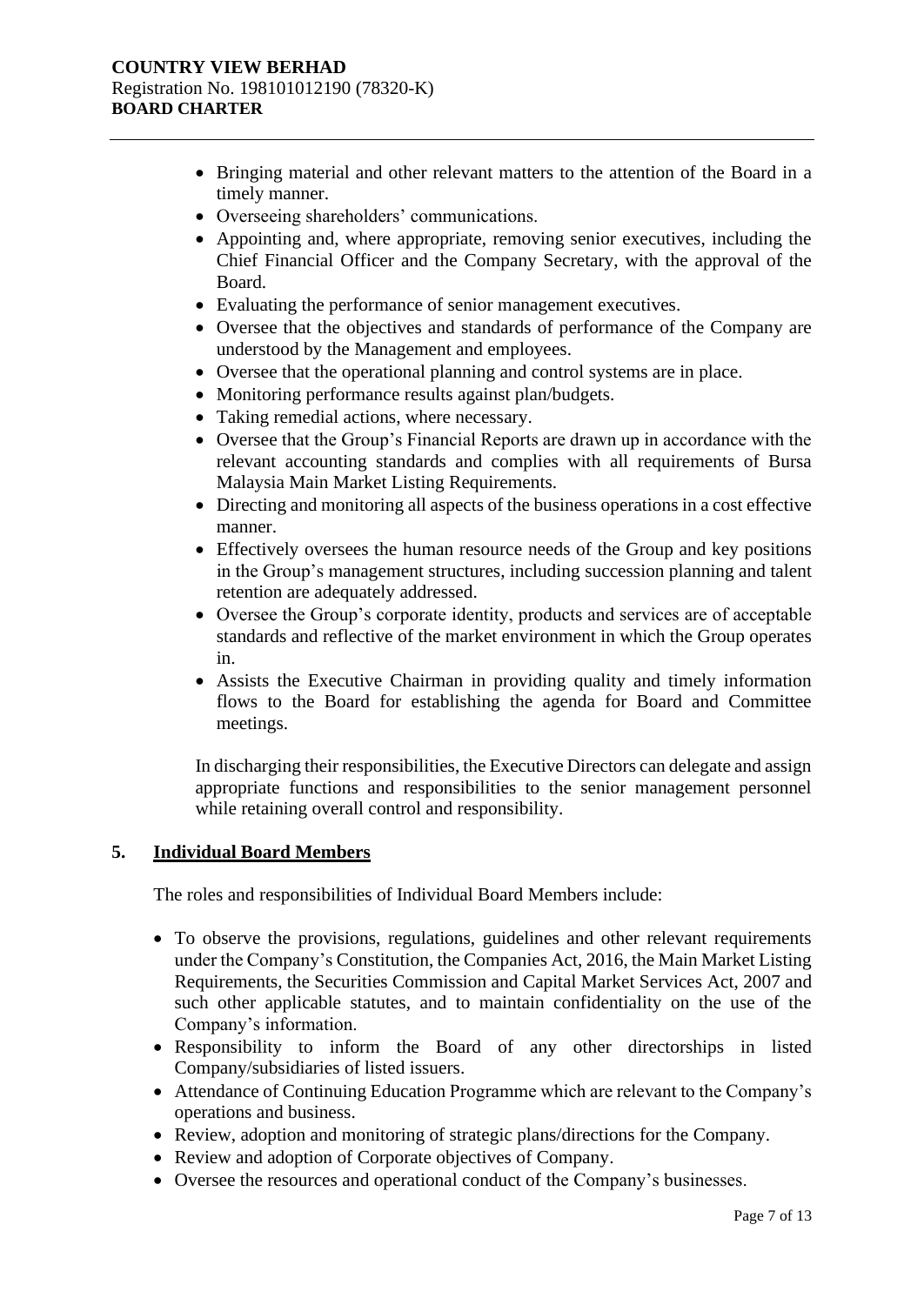- Bringing material and other relevant matters to the attention of the Board in a timely manner.
- Overseeing shareholders' communications.
- Appointing and, where appropriate, removing senior executives, including the Chief Financial Officer and the Company Secretary, with the approval of the Board.
- Evaluating the performance of senior management executives.
- Oversee that the objectives and standards of performance of the Company are understood by the Management and employees.
- Oversee that the operational planning and control systems are in place.
- Monitoring performance results against plan/budgets.
- Taking remedial actions, where necessary.
- Oversee that the Group's Financial Reports are drawn up in accordance with the relevant accounting standards and complies with all requirements of Bursa Malaysia Main Market Listing Requirements.
- Directing and monitoring all aspects of the business operations in a cost effective manner.
- Effectively oversees the human resource needs of the Group and key positions in the Group's management structures, including succession planning and talent retention are adequately addressed.
- Oversee the Group's corporate identity, products and services are of acceptable standards and reflective of the market environment in which the Group operates in.
- Assists the Executive Chairman in providing quality and timely information flows to the Board for establishing the agenda for Board and Committee meetings.

In discharging their responsibilities, the Executive Directors can delegate and assign appropriate functions and responsibilities to the senior management personnel while retaining overall control and responsibility.

## 5. Individual Board Members

The roles and responsibilities of Individual Board Members include:

- To observe the provisions, regulations, guidelines and other relevant requirements under the Company's Constitution, the Companies Act, 2016, the Main Market Listing Requirements, the Securities Commission and Capital Market Services Act, 2007 and such other applicable statutes, and to maintain confidentiality on the use of the Company's information.
- Responsibility to inform the Board of any other directorships in listed Company/subsidiaries of listed issuers.
- Attendance of Continuing Education Programme which are relevant to the Company's operations and business.
- Review, adoption and monitoring of strategic plans/directions for the Company.
- Review and adoption of Corporate objectives of Company.
- Oversee the resources and operational conduct of the Company's businesses.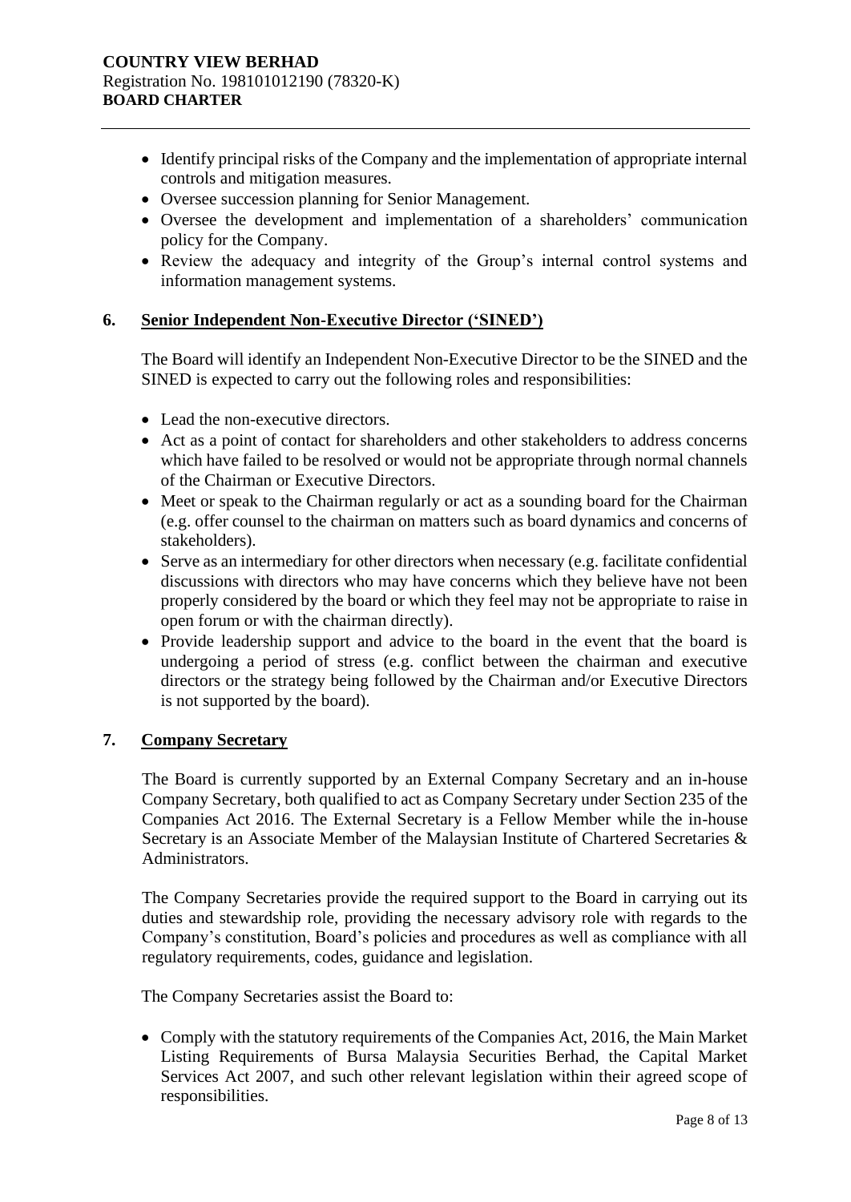- Identify principal risks of the Company and the implementation of appropriate internal controls and mitigation measures.
- Oversee succession planning for Senior Management.
- Oversee the development and implementation of a shareholders' communication policy for the Company.
- Review the adequacy and integrity of the Group's internal control systems and information management systems.

## 6. Senior Independent Non-Executive Director ('SINED')

The Board will identify an Independent Non-Executive Director to be the SINED and the SINED is expected to carry out the following roles and responsibilities:

- Lead the non-executive directors.
- Act as a point of contact for shareholders and other stakeholders to address concerns which have failed to be resolved or would not be appropriate through normal channels of the Chairman or Executive Directors.
- Meet or speak to the Chairman regularly or act as a sounding board for the Chairman (e.g. offer counsel to the chairman on matters such as board dynamics and concerns of stakeholders).
- Serve as an intermediary for other directors when necessary (e.g. facilitate confidential discussions with directors who may have concerns which they believe have not been properly considered by the board or which they feel may not be appropriate to raise in open forum or with the chairman directly).
- Provide leadership support and advice to the board in the event that the board is undergoing a period of stress (e.g. conflict between the chairman and executive directors or the strategy being followed by the Chairman and/or Executive Directors is not supported by the board).

## 7. Company Secretary

The Board is currently supported by an External Company Secretary and an in-house Company Secretary, both qualified to act as Company Secretary under Section 235 of the Companies Act 2016. The External Secretary is a Fellow Member while the in-house Secretary is an Associate Member of the Malaysian Institute of Chartered Secretaries & Administrators.

The Company Secretaries provide the required support to the Board in carrying out its duties and stewardship role, providing the necessary advisory role with regards to the Company's constitution, Board's policies and procedures as well as compliance with all regulatory requirements, codes, guidance and legislation.

The Company Secretaries assist the Board to:

- Comply with the statutory requirements of the Companies Act, 2016, the Main Market Listing Requirements of Bursa Malaysia Securities Berhad, the Capital Market Services Act 2007, and such other relevant legislation within their agreed scope of responsibilities.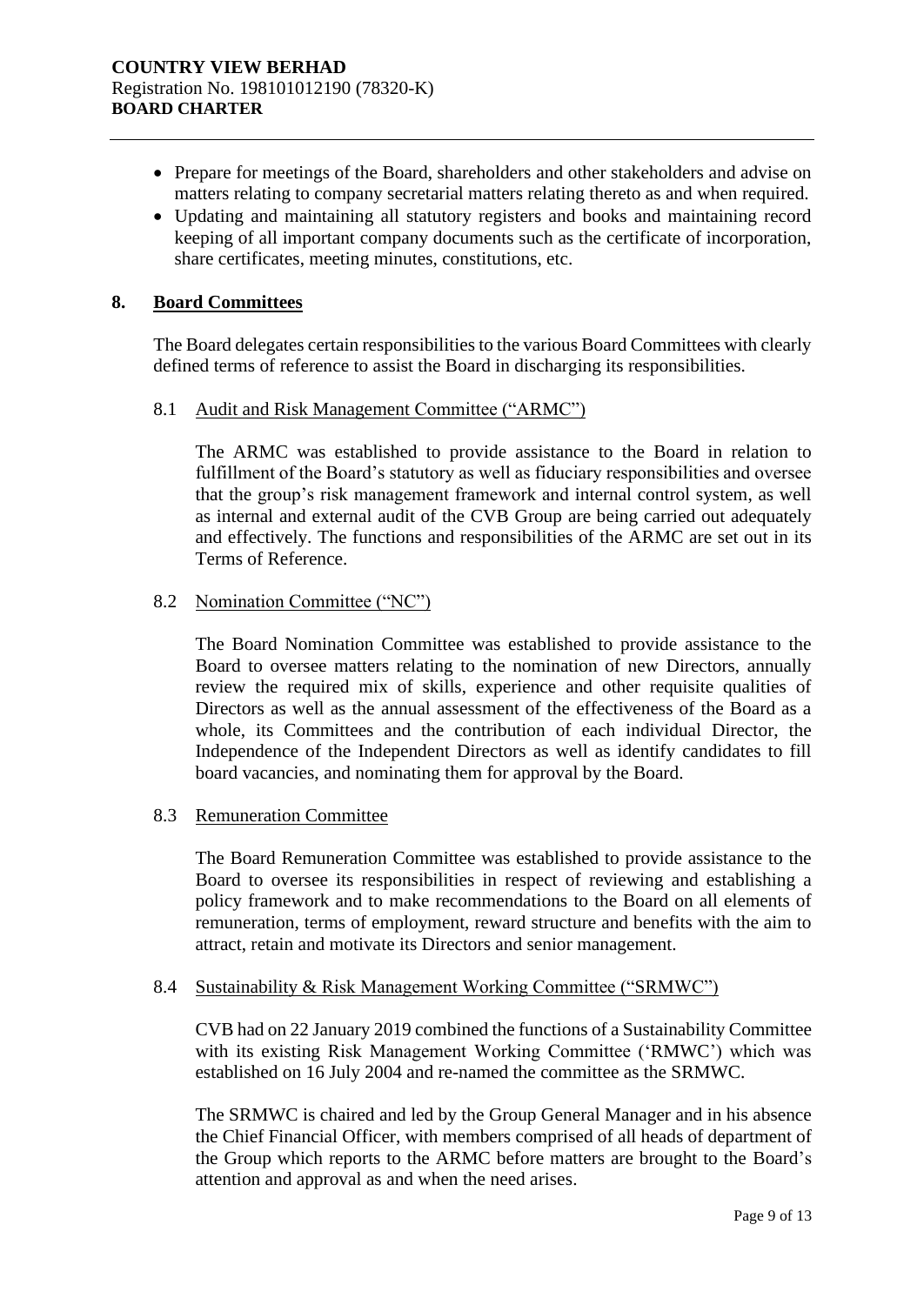- Prepare for meetings of the Board, shareholders and other stakeholders and advise on matters relating to company secretarial matters relating thereto as and when required.
- Updating and maintaining all statutory registers and books and maintaining record keeping of all important company documents such as the certificate of incorporation, share certificates, meeting minutes, constitutions, etc.

## 8. Board Committees

The Board delegates certain responsibilities to the various Board Committees with clearly defined terms of reference to assist the Board in discharging its responsibilities.

### 8.1 Audit and Risk Management Committee ("ARMC")

The ARMC was established to provide assistance to the Board in relation to fulfillment of the Board's statutory as well as fiduciary responsibilities and oversee that the group's risk management framework and internal control system, as well as internal and external audit of the CVB Group are being carried out adequately and effectively. The functions and responsibilities of the ARMC are set out in its Terms of Reference.

### 8.2 Nomination Committee ("NC")

The Board Nomination Committee was established to provide assistance to the Board to oversee matters relating to the nomination of new Directors, annually review the required mix of skills, experience and other requisite qualities of Directors as well as the annual assessment of the effectiveness of the Board as a whole, its Committees and the contribution of each individual Director, the Independence of the Independent Directors as well as identify candidates to fill board vacancies, and nominating them for approval by the Board.

### 8.3 Remuneration Committee

The Board Remuneration Committee was established to provide assistance to the Board to oversee its responsibilities in respect of reviewing and establishing a policy framework and to make recommendations to the Board on all elements of remuneration, terms of employment, reward structure and benefits with the aim to attract, retain and motivate its Directors and senior management.

### 8.4 Sustainability & Risk Management Working Committee ("SRMWC")

CVB had on 22 January 2019 combined the functions of a Sustainability Committee with its existing Risk Management Working Committee ('RMWC') which was established on 16 July 2004 and re-named the committee as the SRMWC.

The SRMWC is chaired and led by the Group General Manager and in his absence the Chief Financial Officer, with members comprised of all heads of department of the Group which reports to the ARMC before matters are brought to the Board's attention and approval as and when the need arises.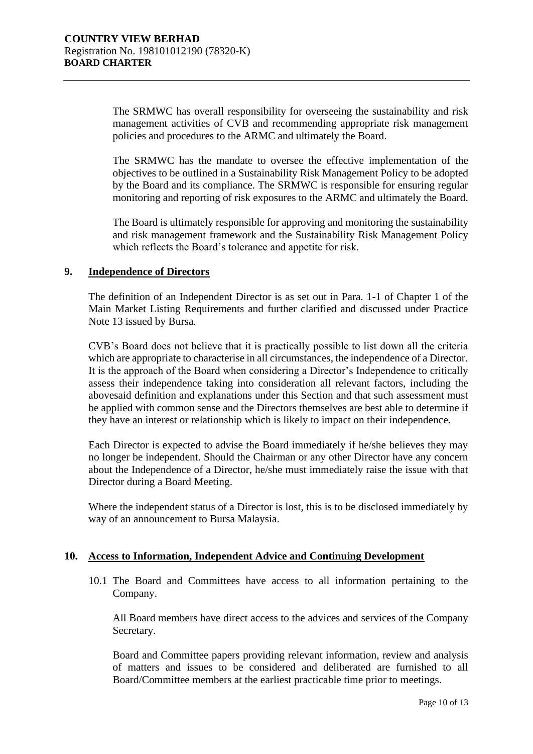The SRMWC has overall responsibility for overseeing the sustainability and risk management activities of CVB and recommending appropriate risk management policies and procedures to the ARMC and ultimately the Board.

The SRMWC has the mandate to oversee the effective implementation of the objectives to be outlined in a Sustainability Risk Management Policy to be adopted by the Board and its compliance. The SRMWC is responsible for ensuring regular monitoring and reporting of risk exposures to the ARMC and ultimately the Board.

The Board is ultimately responsible for approving and monitoring the sustainability and risk management framework and the Sustainability Risk Management Policy which reflects the Board's tolerance and appetite for risk.

## 9. Independence of Directors

The definition of an Independent Director is as set out in Para. 1-1 of Chapter 1 of the Main Market Listing Requirements and further clarified and discussed under Practice Note 13 issued by Bursa.

CVB's Board does not believe that it is practically possible to list down all the criteria which are appropriate to characterise in all circumstances, the independence of a Director. It is the approach of the Board when considering a Director's Independence to critically assess their independence taking into consideration all relevant factors, including the abovesaid definition and explanations under this Section and that such assessment must be applied with common sense and the Directors themselves are best able to determine if they have an interest or relationship which is likely to impact on their independence.

Each Director is expected to advise the Board immediately if he/she believes they may no longer be independent. Should the Chairman or any other Director have any concern about the Independence of a Director, he/she must immediately raise the issue with that Director during a Board Meeting.

Where the independent status of a Director is lost, this is to be disclosed immediately by way of an announcement to Bursa Malaysia.

## 10. Access to Information, Independent Advice and Continuing Development

10.1 The Board and Committees have access to all information pertaining to the Company.

All Board members have direct access to the advices and services of the Company Secretary.

Board and Committee papers providing relevant information, review and analysis of matters and issues to be considered and deliberated are furnished to all Board/Committee members at the earliest practicable time prior to meetings.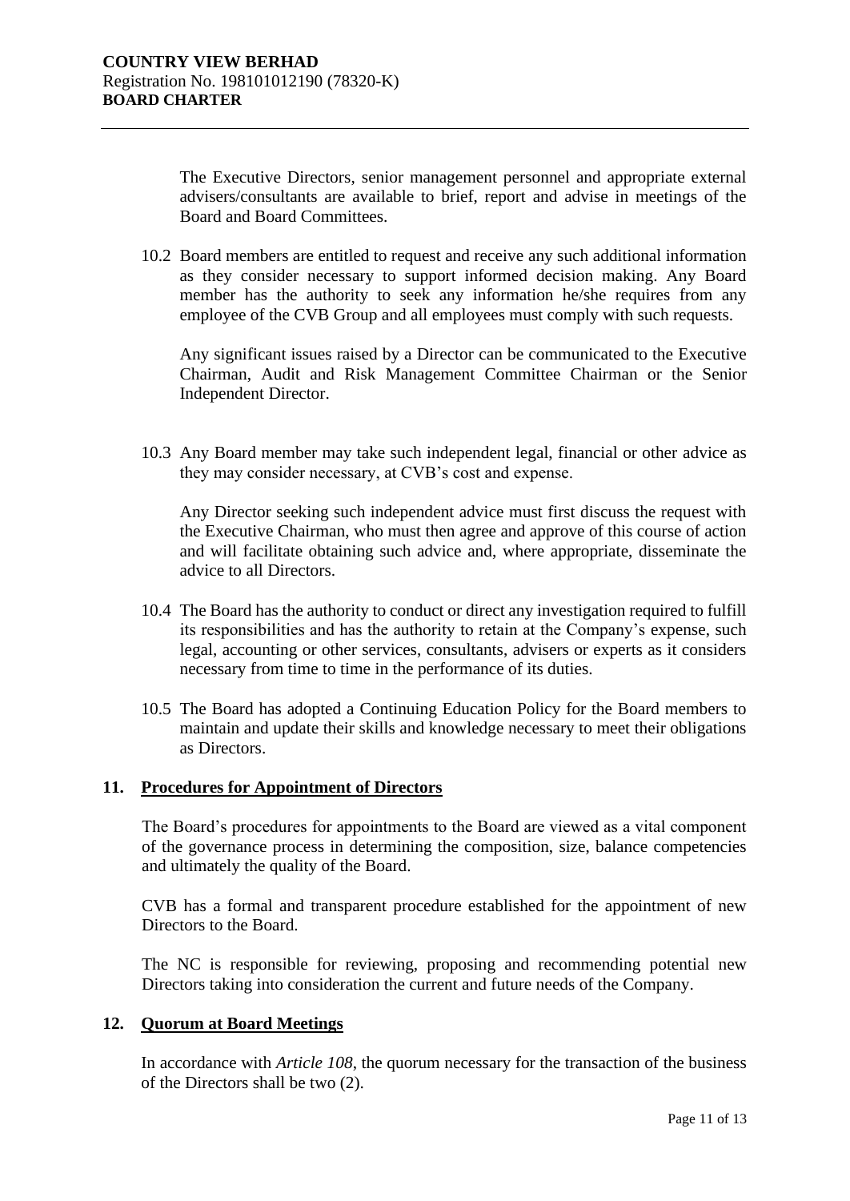The Executive Directors, senior management personnel and appropriate external advisers/consultants are available to brief, report and advise in meetings of the Board and Board Committees.

10.2 Board members are entitled to request and receive any such additional information as they consider necessary to support informed decision making. Any Board member has the authority to seek any information he/she requires from any employee of the CVB Group and all employees must comply with such requests.

Any significant issues raised by a Director can be communicated to the Executive Chairman, Audit and Risk Management Committee Chairman or the Senior Independent Director.

10.3 Any Board member may take such independent legal, financial or other advice as they may consider necessary, at CVB's cost and expense.

Any Director seeking such independent advice must first discuss the request with the Executive Chairman, who must then agree and approve of this course of action and will facilitate obtaining such advice and, where appropriate, disseminate the advice to all Directors.

10.4 The Board has the authority to conduct or direct any investigation required to fulfill its responsibilities and has the authority to retain at the Company's expense, such legal, accounting or other services, consultants, advisers or experts as it considers necessary from time to time in the performance of its duties.

10.5 The Board has adopted a Continuing Education Policy for the Board members to maintain and update their skills and knowledge necessary to meet their obligations as Directors.

## 11. Procedures for Appointment of Directors

The Board's procedures for appointments to the Board are viewed as a vital component of the governance process in determining the composition, size, balance competencies and ultimately the quality of the Board.

CVB has a formal and transparent procedure established for the appointment of new Directors to the Board.

The NC is responsible for reviewing, proposing and recommending potential new Directors taking into consideration the current and future needs of the Company.

## 12. Quorum at Board Meetings

In accordance with *Article 108*, the quorum necessary for the transaction of the business of the Directors shall be two (2).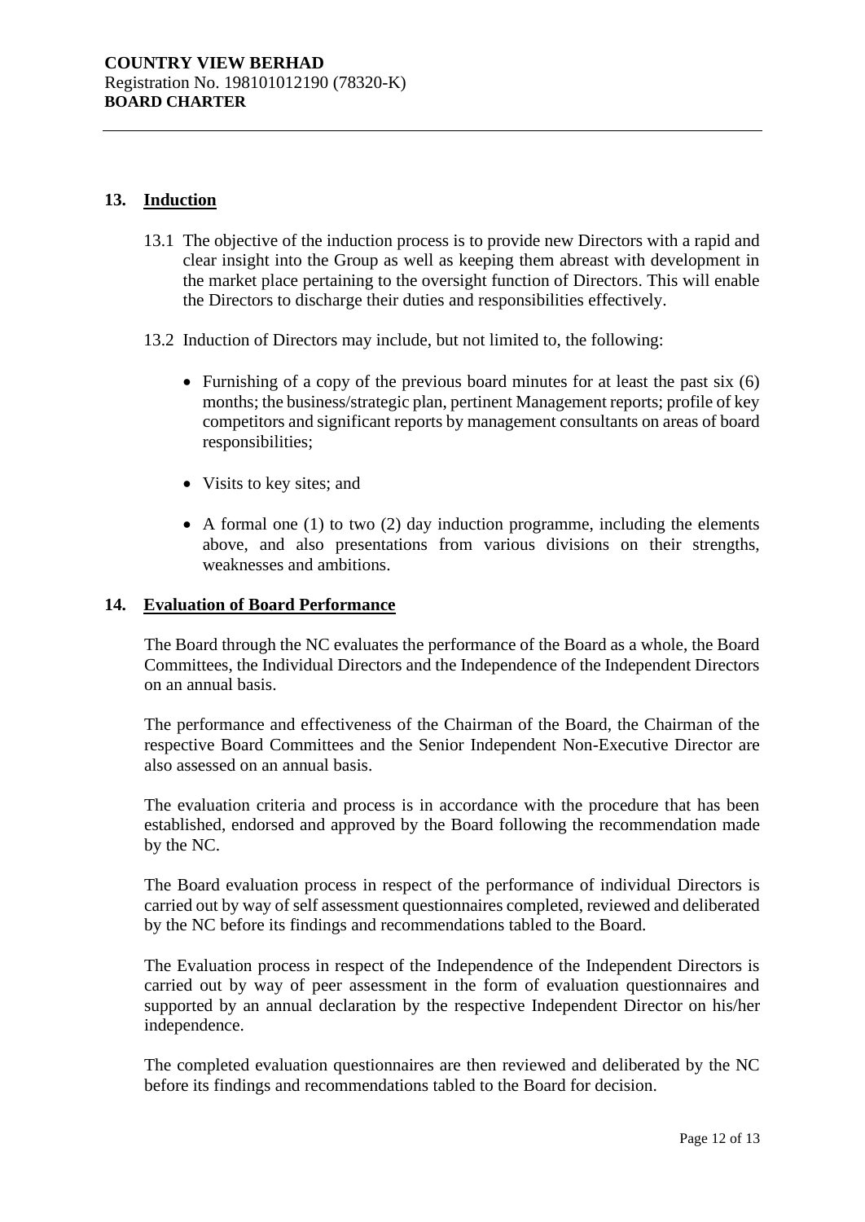## 13. Induction

13.1 The objective of the induction process is to provide new Directors with a rapid and clear insight into the Group as well as keeping them abreast with development in the market place pertaining to the oversight function of Directors. This will enable the Directors to discharge their duties and responsibilities effectively.

13.2 Induction of Directors may include, but not limited to, the following:

- Furnishing of a copy of the previous board minutes for at least the past six (6) months; the business/strategic plan, pertinent Management reports; profile of key competitors and significant reports by management consultants on areas of board responsibilities;
- Visits to key sites; and
- A formal one (1) to two (2) day induction programme, including the elements above, and also presentations from various divisions on their strengths, weaknesses and ambitions.

## 14. Evaluation of Board Performance

The Board through the NC evaluates the performance of the Board as a whole, the Board Committees, the Individual Directors and the Independence of the Independent Directors on an annual basis.

The performance and effectiveness of the Chairman of the Board, the Chairman of the respective Board Committees and the Senior Independent Non-Executive Director are also assessed on an annual basis.

The evaluation criteria and process is in accordance with the procedure that has been established, endorsed and approved by the Board following the recommendation made by the NC.

The Board evaluation process in respect of the performance of individual Directors is carried out by way of self assessment questionnaires completed, reviewed and deliberated by the NC before its findings and recommendations tabled to the Board.

The Evaluation process in respect of the Independence of the Independent Directors is carried out by way of peer assessment in the form of evaluation questionnaires and supported by an annual declaration by the respective Independent Director on his/her independence.

The completed evaluation questionnaires are then reviewed and deliberated by the NC before its findings and recommendations tabled to the Board for decision.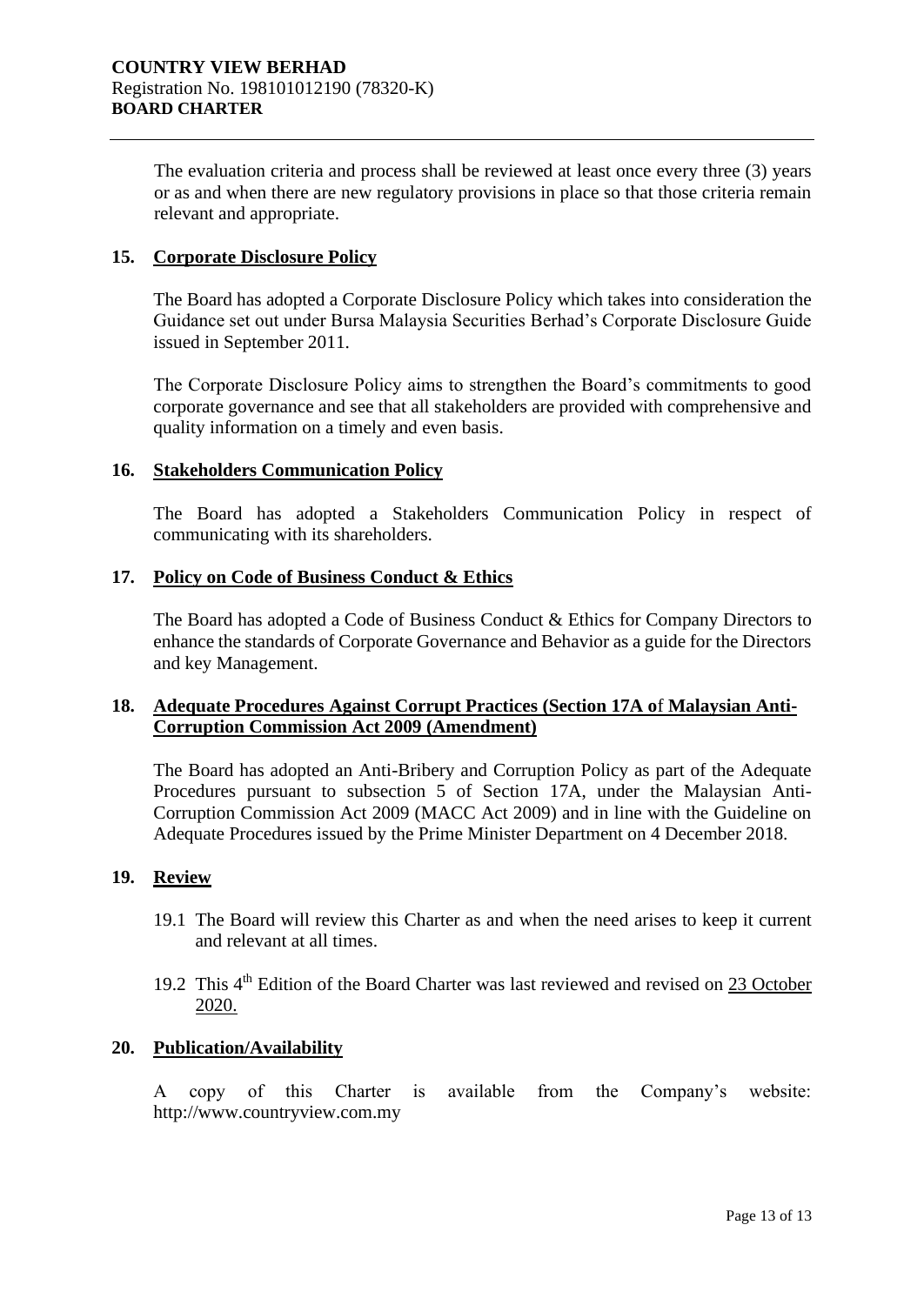The evaluation criteria and process shall be reviewed at least once every three (3) years or as and when there are new regulatory provisions in place so that those criteria remain relevant and appropriate.

## 15. Corporate Disclosure Policy

The Board has adopted a Corporate Disclosure Policy which takes into consideration the Guidance set out under Bursa Malaysia Securities Berhad's Corporate Disclosure Guide issued in September 2011.

The Corporate Disclosure Policy aims to strengthen the Board's commitments to good corporate governance and see that all stakeholders are provided with comprehensive and quality information on a timely and even basis.

## 16. Stakeholders Communication Policy

The Board has adopted a Stakeholders Communication Policy in respect of communicating with its shareholders.

## 17. Policy on Code of Business Conduct & Ethics

The Board has adopted a Code of Business Conduct & Ethics for Company Directors to enhance the standards of Corporate Governance and Behavior as a guide for the Directors and key Management.

## 18. Adequate Procedures Against Corrupt Practices (Section 17A of Malaysian Anti-Corruption Commission Act 2009 (Amendment)

The Board has adopted an Anti-Bribery and Corruption Policy as part of the Adequate Procedures pursuant to subsection 5 of Section 17A, under the Malaysian Anti-Corruption Commission Act 2009 (MACC Act 2009) and in line with the Guideline on Adequate Procedures issued by the Prime Minister Department on 4 December 2018.

## 19. Review

19.1 The Board will review this Charter as and when the need arises to keep it current and relevant at all times.

19.2 This 4th Edition of the Board Charter was last reviewed and revised on 23 October 2020.

## 20. Publication/Availability

A copy of this Charter is available from the Company's website: http://www.countryview.com.my